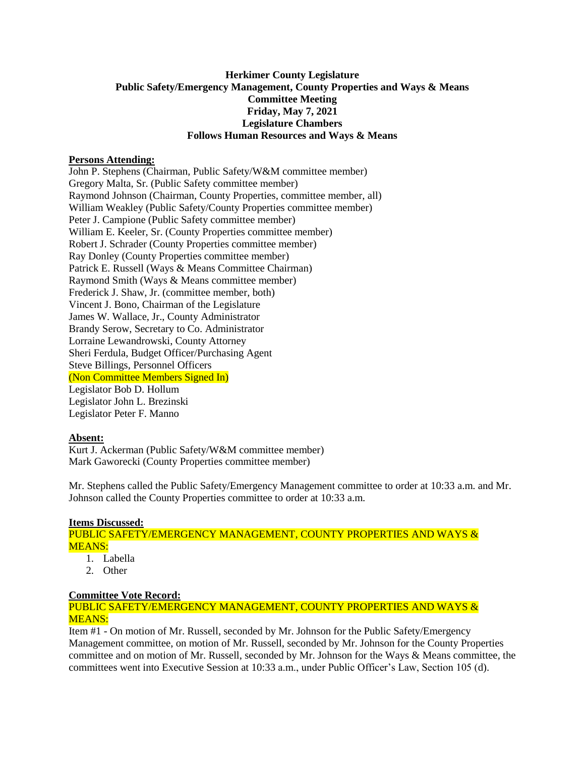**Herkimer County Legislature**
**Public Safety/Emergency Management, County Properties and Ways & Means**
**Committee Meeting**
**Friday, May 7, 2021**
**Legislature Chambers**
**Follows Human Resources and Ways & Means**

**Persons Attending:**

John P. Stephens (Chairman, Public Safety/W&M committee member)
Gregory Malta, Sr. (Public Safety committee member)
Raymond Johnson (Chairman, County Properties, committee member, all)
William Weakley (Public Safety/County Properties committee member)
Peter J. Campione (Public Safety committee member)
William E. Keeler, Sr. (County Properties committee member)
Robert J. Schrader (County Properties committee member)
Ray Donley (County Properties committee member)
Patrick E. Russell (Ways & Means Committee Chairman)
Raymond Smith (Ways & Means committee member)
Frederick J. Shaw, Jr. (committee member, both)
Vincent J. Bono, Chairman of the Legislature
James W. Wallace, Jr., County Administrator
Brandy Serow, Secretary to Co. Administrator
Lorraine Lewandrowski, County Attorney
Sheri Ferdula, Budget Officer/Purchasing Agent
Steve Billings, Personnel Officers
(Non Committee Members Signed In)
Legislator Bob D. Hollum
Legislator John L. Brezinski
Legislator Peter F. Manno

**Absent:**

Kurt J. Ackerman (Public Safety/W&M committee member)
Mark Gaworecki (County Properties committee member)

Mr. Stephens called the Public Safety/Emergency Management committee to order at 10:33 a.m. and Mr. Johnson called the County Properties committee to order at 10:33 a.m.

**Items Discussed:**

PUBLIC SAFETY/EMERGENCY MANAGEMENT, COUNTY PROPERTIES AND WAYS & MEANS:

1. Labella
2. Other

**Committee Vote Record:**

PUBLIC SAFETY/EMERGENCY MANAGEMENT, COUNTY PROPERTIES AND WAYS & MEANS:

Item #1 - On motion of Mr. Russell, seconded by Mr. Johnson for the Public Safety/Emergency Management committee, on motion of Mr. Russell, seconded by Mr. Johnson for the County Properties committee and on motion of Mr. Russell, seconded by Mr. Johnson for the Ways & Means committee, the committees went into Executive Session at 10:33 a.m., under Public Officer's Law, Section 105 (d).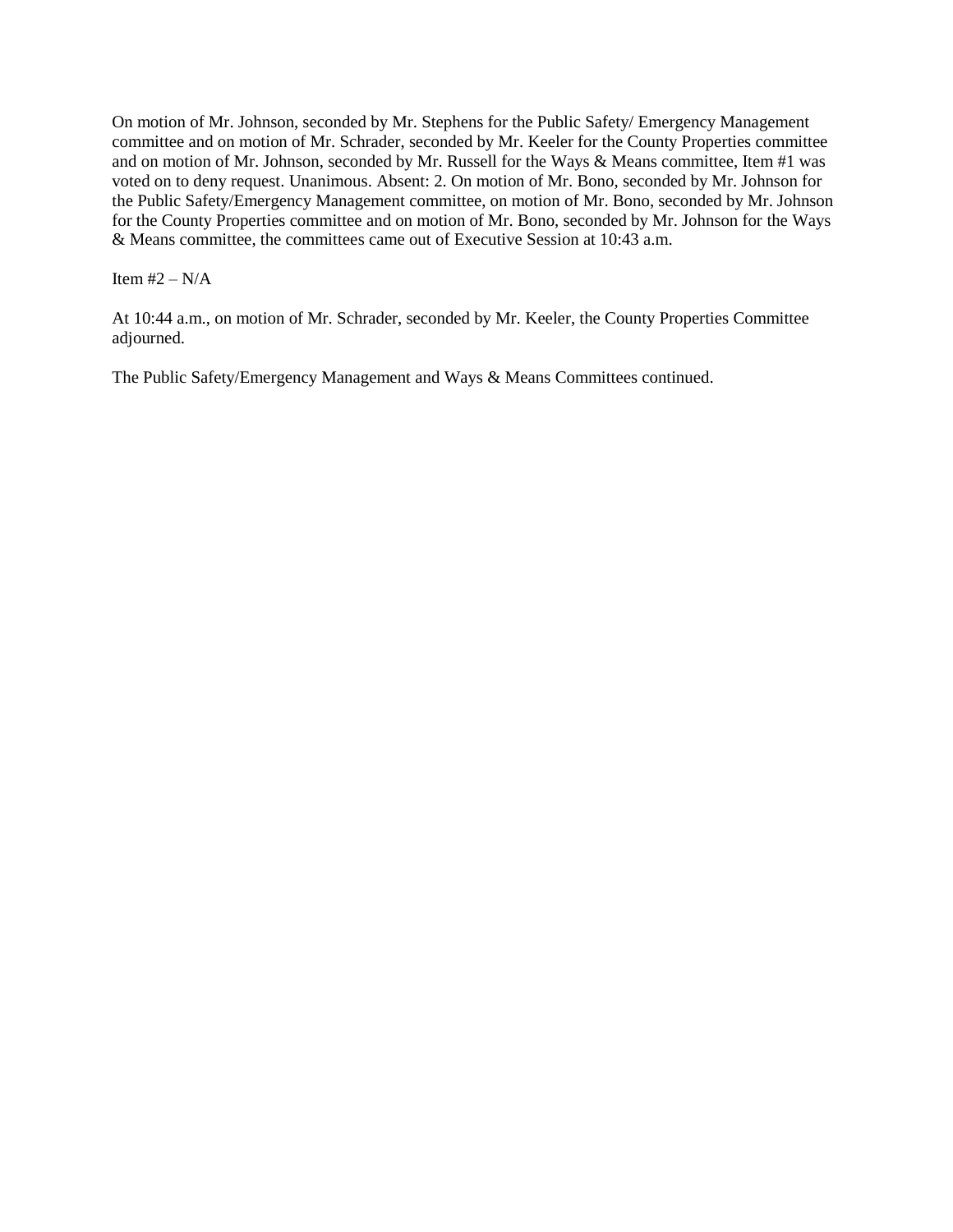On motion of Mr. Johnson, seconded by Mr. Stephens for the Public Safety/ Emergency Management committee and on motion of Mr. Schrader, seconded by Mr. Keeler for the County Properties committee and on motion of Mr. Johnson, seconded by Mr. Russell for the Ways & Means committee, Item #1 was voted on to deny request. Unanimous. Absent: 2. On motion of Mr. Bono, seconded by Mr. Johnson for the Public Safety/Emergency Management committee, on motion of Mr. Bono, seconded by Mr. Johnson for the County Properties committee and on motion of Mr. Bono, seconded by Mr. Johnson for the Ways & Means committee, the committees came out of Executive Session at 10:43 a.m.

Item #2 – N/A

At 10:44 a.m., on motion of Mr. Schrader, seconded by Mr. Keeler, the County Properties Committee adjourned.

The Public Safety/Emergency Management and Ways & Means Committees continued.